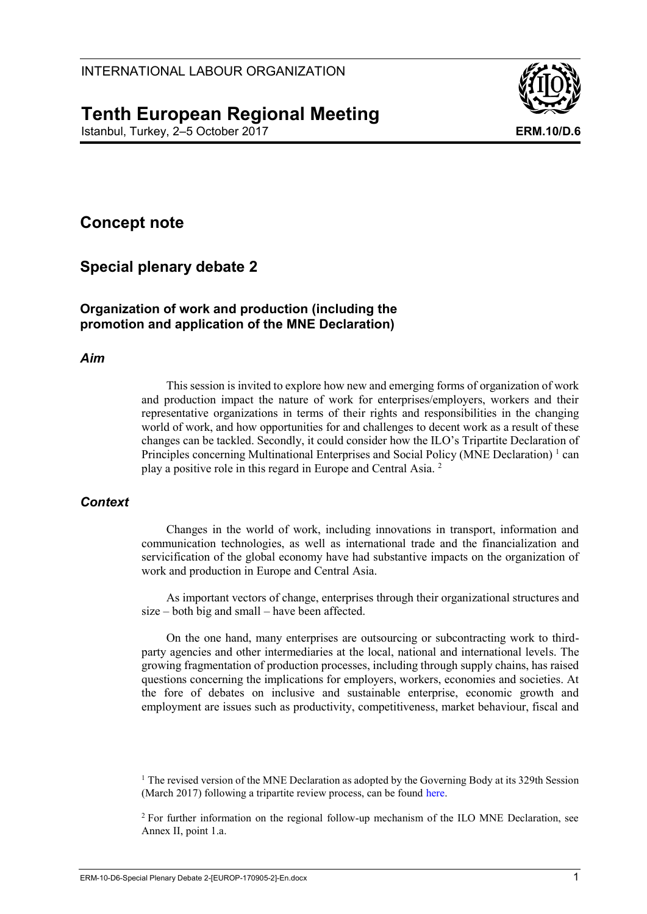INTERNATIONAL LABOUR ORGANIZATION

# Tenth European Regional Meeting

Istanbul, Turkey, 2–5 October 2017

**ERM.10/D.6**

## Concept note

## Special plenary debate 2

### Organization of work and production (including the promotion and application of the MNE Declaration)

#### *Aim*

This session is invited to explore how new and emerging forms of organization of work and production impact the nature of work for enterprises/employers, workers and their representative organizations in terms of their rights and responsibilities in the changing world of work, and how opportunities for and challenges to decent work as a result of these changes can be tackled. Secondly, it could consider how the ILO's Tripartite Declaration of Principles concerning Multinational Enterprises and Social Policy (MNE Declaration) [1] can play a positive role in this regard in Europe and Central Asia. [2]

#### *Context*

Changes in the world of work, including innovations in transport, information and communication technologies, as well as international trade and the financialization and servicification of the global economy have had substantive impacts on the organization of work and production in Europe and Central Asia.

As important vectors of change, enterprises through their organizational structures and size – both big and small – have been affected.

On the one hand, many enterprises are outsourcing or subcontracting work to third-party agencies and other intermediaries at the local, national and international levels. The growing fragmentation of production processes, including through supply chains, has raised questions concerning the implications for employers, workers, economies and societies. At the fore of debates on inclusive and sustainable enterprise, economic growth and employment are issues such as productivity, competitiveness, market behaviour, fiscal and

---

[1] The revised version of the MNE Declaration as adopted by the Governing Body at its 329th Session (March 2017) following a tripartite review process, can be found here.

[2] For further information on the regional follow-up mechanism of the ILO MNE Declaration, see Annex II, point 1.a.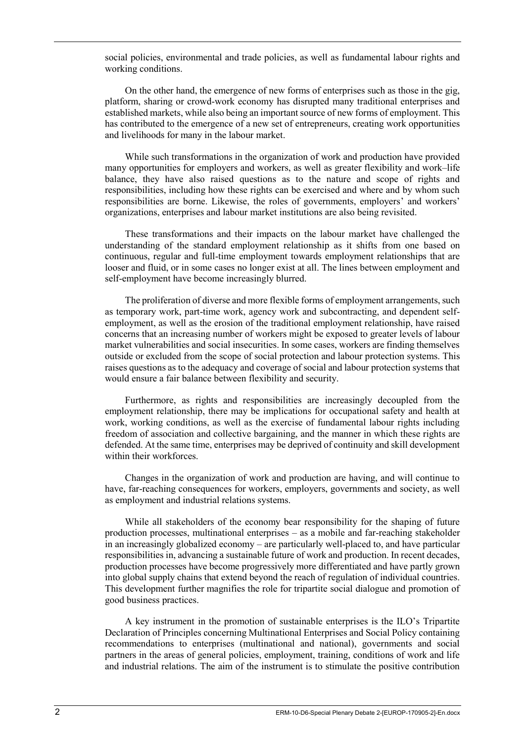social policies, environmental and trade policies, as well as fundamental labour rights and working conditions.

On the other hand, the emergence of new forms of enterprises such as those in the gig, platform, sharing or crowd-work economy has disrupted many traditional enterprises and established markets, while also being an important source of new forms of employment. This has contributed to the emergence of a new set of entrepreneurs, creating work opportunities and livelihoods for many in the labour market.

While such transformations in the organization of work and production have provided many opportunities for employers and workers, as well as greater flexibility and work–life balance, they have also raised questions as to the nature and scope of rights and responsibilities, including how these rights can be exercised and where and by whom such responsibilities are borne. Likewise, the roles of governments, employers' and workers' organizations, enterprises and labour market institutions are also being revisited.

These transformations and their impacts on the labour market have challenged the understanding of the standard employment relationship as it shifts from one based on continuous, regular and full-time employment towards employment relationships that are looser and fluid, or in some cases no longer exist at all. The lines between employment and self-employment have become increasingly blurred.

The proliferation of diverse and more flexible forms of employment arrangements, such as temporary work, part-time work, agency work and subcontracting, and dependent self-employment, as well as the erosion of the traditional employment relationship, have raised concerns that an increasing number of workers might be exposed to greater levels of labour market vulnerabilities and social insecurities. In some cases, workers are finding themselves outside or excluded from the scope of social protection and labour protection systems. This raises questions as to the adequacy and coverage of social and labour protection systems that would ensure a fair balance between flexibility and security.

Furthermore, as rights and responsibilities are increasingly decoupled from the employment relationship, there may be implications for occupational safety and health at work, working conditions, as well as the exercise of fundamental labour rights including freedom of association and collective bargaining, and the manner in which these rights are defended. At the same time, enterprises may be deprived of continuity and skill development within their workforces.

Changes in the organization of work and production are having, and will continue to have, far-reaching consequences for workers, employers, governments and society, as well as employment and industrial relations systems.

While all stakeholders of the economy bear responsibility for the shaping of future production processes, multinational enterprises – as a mobile and far-reaching stakeholder in an increasingly globalized economy – are particularly well-placed to, and have particular responsibilities in, advancing a sustainable future of work and production. In recent decades, production processes have become progressively more differentiated and have partly grown into global supply chains that extend beyond the reach of regulation of individual countries. This development further magnifies the role for tripartite social dialogue and promotion of good business practices.

A key instrument in the promotion of sustainable enterprises is the ILO's Tripartite Declaration of Principles concerning Multinational Enterprises and Social Policy containing recommendations to enterprises (multinational and national), governments and social partners in the areas of general policies, employment, training, conditions of work and life and industrial relations. The aim of the instrument is to stimulate the positive contribution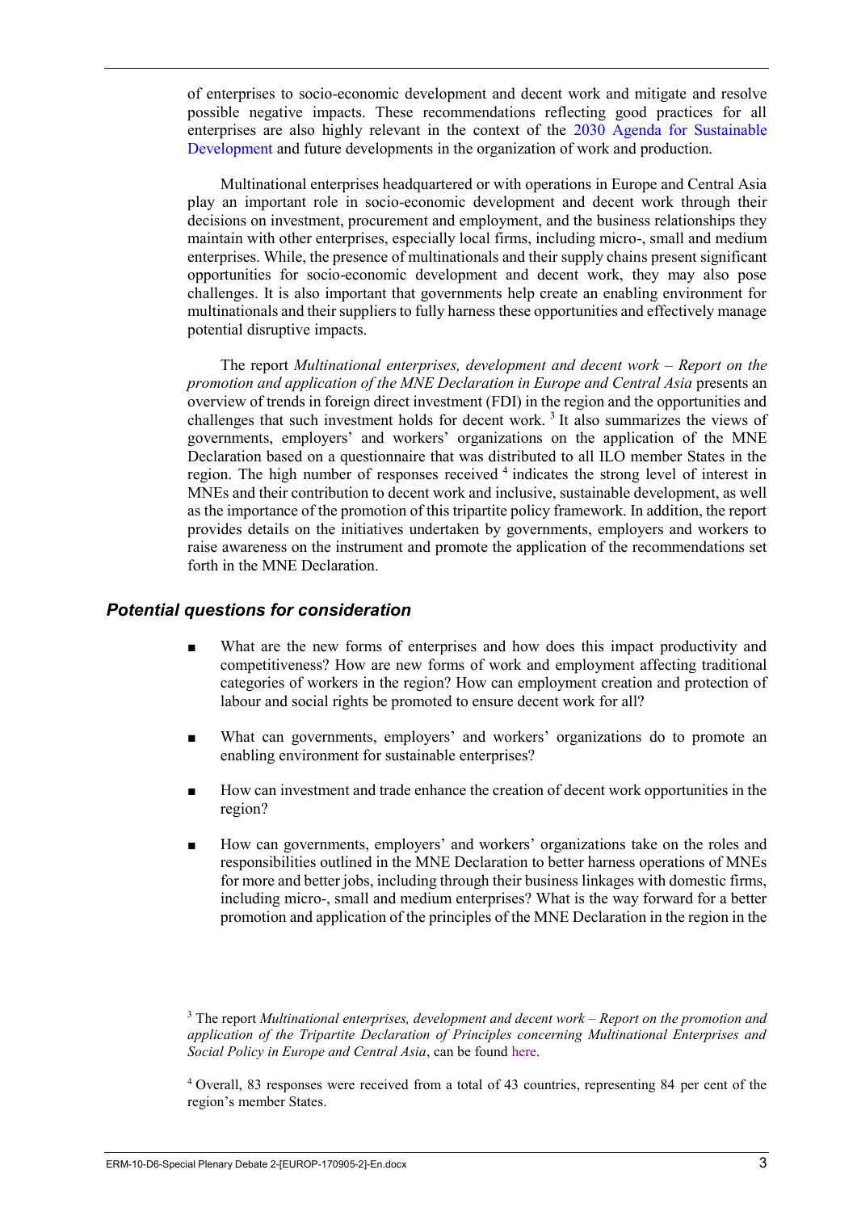of enterprises to socio-economic development and decent work and mitigate and resolve possible negative impacts. These recommendations reflecting good practices for all enterprises are also highly relevant in the context of the 2030 Agenda for Sustainable Development and future developments in the organization of work and production.

Multinational enterprises headquartered or with operations in Europe and Central Asia play an important role in socio-economic development and decent work through their decisions on investment, procurement and employment, and the business relationships they maintain with other enterprises, especially local firms, including micro-, small and medium enterprises. While, the presence of multinationals and their supply chains present significant opportunities for socio-economic development and decent work, they may also pose challenges. It is also important that governments help create an enabling environment for multinationals and their suppliers to fully harness these opportunities and effectively manage potential disruptive impacts.

The report *Multinational enterprises, development and decent work – Report on the promotion and application of the MNE Declaration in Europe and Central Asia* presents an overview of trends in foreign direct investment (FDI) in the region and the opportunities and challenges that such investment holds for decent work. [3] It also summarizes the views of governments, employers' and workers' organizations on the application of the MNE Declaration based on a questionnaire that was distributed to all ILO member States in the region. The high number of responses received [4] indicates the strong level of interest in MNEs and their contribution to decent work and inclusive, sustainable development, as well as the importance of the promotion of this tripartite policy framework. In addition, the report provides details on the initiatives undertaken by governments, employers and workers to raise awareness on the instrument and promote the application of the recommendations set forth in the MNE Declaration.

## *Potential questions for consideration*

- What are the new forms of enterprises and how does this impact productivity and competitiveness? How are new forms of work and employment affecting traditional categories of workers in the region? How can employment creation and protection of labour and social rights be promoted to ensure decent work for all?
- What can governments, employers' and workers' organizations do to promote an enabling environment for sustainable enterprises?
- How can investment and trade enhance the creation of decent work opportunities in the region?
- How can governments, employers' and workers' organizations take on the roles and responsibilities outlined in the MNE Declaration to better harness operations of MNEs for more and better jobs, including through their business linkages with domestic firms, including micro-, small and medium enterprises? What is the way forward for a better promotion and application of the principles of the MNE Declaration in the region in the

[3] The report *Multinational enterprises, development and decent work – Report on the promotion and application of the Tripartite Declaration of Principles concerning Multinational Enterprises and Social Policy in Europe and Central Asia*, can be found here.

[4] Overall, 83 responses were received from a total of 43 countries, representing 84 per cent of the region's member States.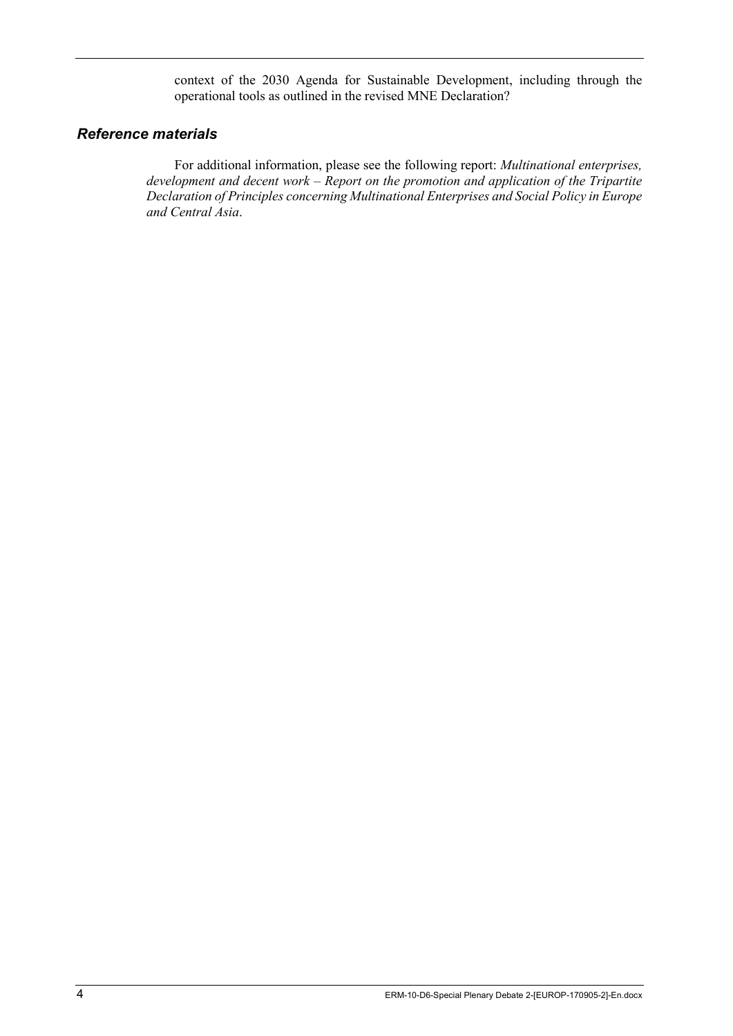context of the 2030 Agenda for Sustainable Development, including through the operational tools as outlined in the revised MNE Declaration?

## *Reference materials*

For additional information, please see the following report: *Multinational enterprises, development and decent work – Report on the promotion and application of the Tripartite Declaration of Principles concerning Multinational Enterprises and Social Policy in Europe and Central Asia*.